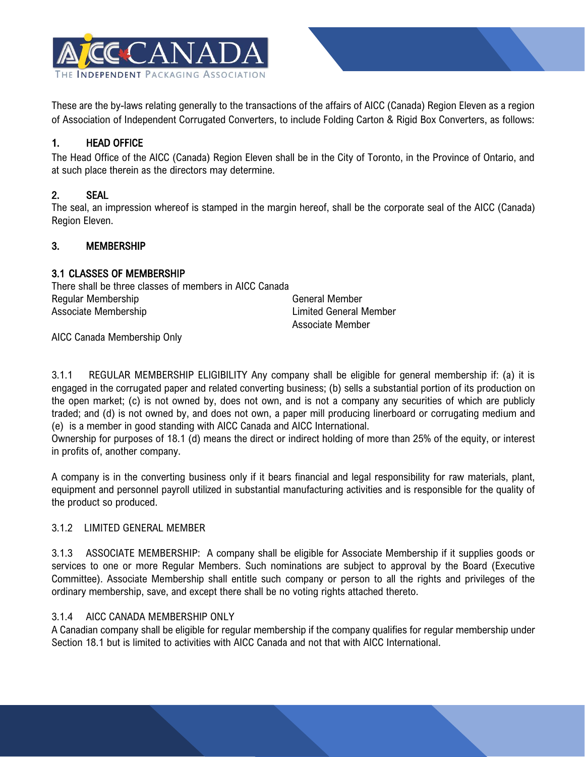These are the by-laws relating generally to the transactions of the affairs of AICC (Canada) Region Eleven as a region of Association of Independent Corrugated Converters, to include Folding Carton & Rigid Box Converters, as follows:

## 1. HEAD OFFICE

The Head Office of the AICC (Canada) Region Eleven shall be in the City of Toronto, in the Province of Ontario, and at such place therein as the directors may determine.

## 2. SEAL

The seal, an impression whereof is stamped in the margin hereof, shall be the corporate seal of the AICC (Canada) Region Eleven.

## 3. MEMBERSHIP

### 3.1 CLASSES OF MEMBERSHIP

There shall be three classes of members in AICC Canada

| | |
|---|---|
| Regular Membership | General Member |
| Associate Membership | Limited General Member |
| | Associate Member |
| AICC Canada Membership Only | |

3.1.1 REGULAR MEMBERSHIP ELIGIBILITY Any company shall be eligible for general membership if: (a) it is engaged in the corrugated paper and related converting business; (b) sells a substantial portion of its production on the open market; (c) is not owned by, does not own, and is not a company any securities of which are publicly traded; and (d) is not owned by, and does not own, a paper mill producing linerboard or corrugating medium and (e) is a member in good standing with AICC Canada and AICC International.
Ownership for purposes of 18.1 (d) means the direct or indirect holding of more than 25% of the equity, or interest in profits of, another company.

A company is in the converting business only if it bears financial and legal responsibility for raw materials, plant, equipment and personnel payroll utilized in substantial manufacturing activities and is responsible for the quality of the product so produced.

3.1.2 LIMITED GENERAL MEMBER

3.1.3 ASSOCIATE MEMBERSHIP: A company shall be eligible for Associate Membership if it supplies goods or services to one or more Regular Members. Such nominations are subject to approval by the Board (Executive Committee). Associate Membership shall entitle such company or person to all the rights and privileges of the ordinary membership, save, and except there shall be no voting rights attached thereto.

3.1.4 AICC CANADA MEMBERSHIP ONLY
A Canadian company shall be eligible for regular membership if the company qualifies for regular membership under Section 18.1 but is limited to activities with AICC Canada and not that with AICC International.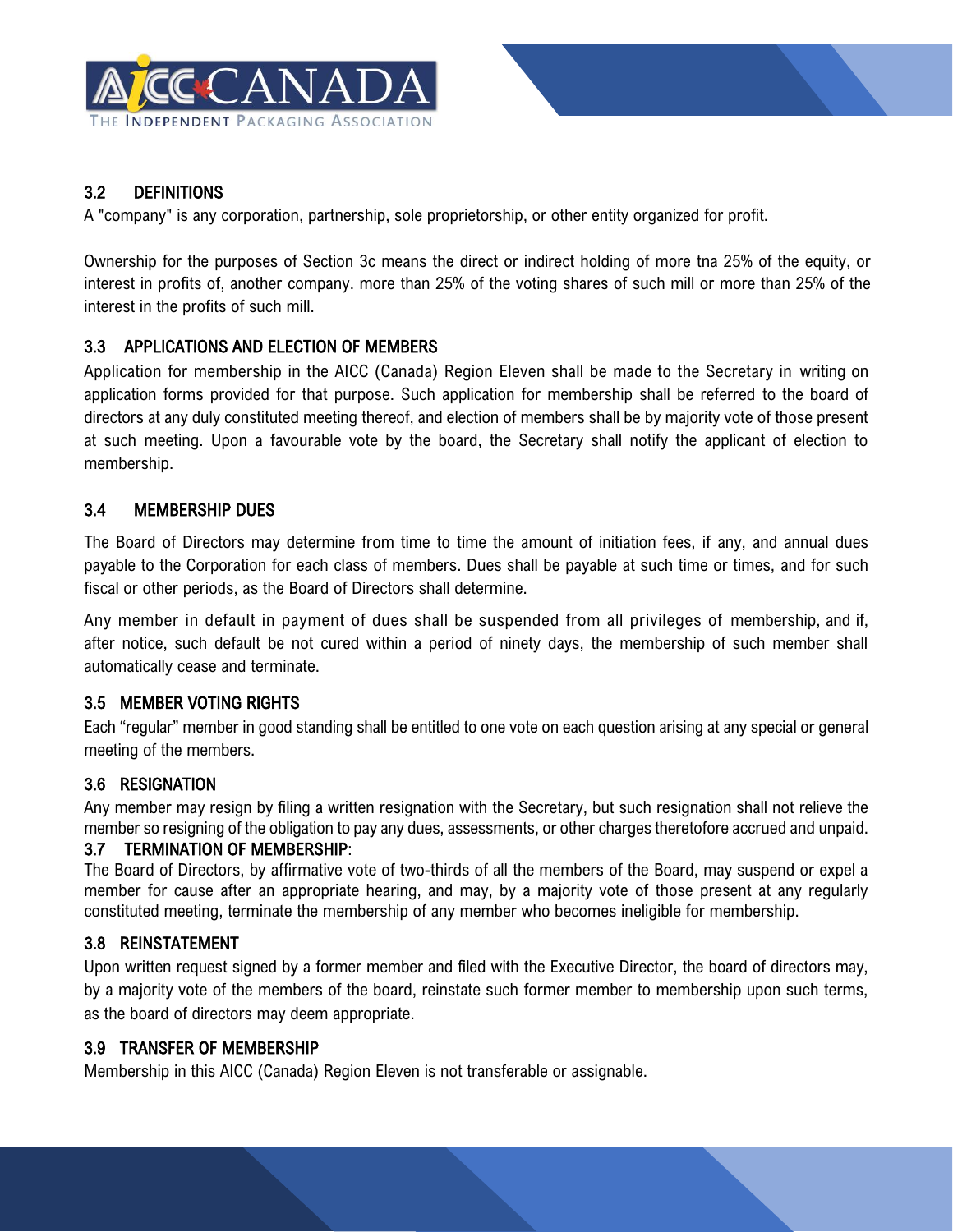### 3.2 DEFINITIONS

A "company" is any corporation, partnership, sole proprietorship, or other entity organized for profit.

Ownership for the purposes of Section 3c means the direct or indirect holding of more tna 25% of the equity, or interest in profits of, another company. more than 25% of the voting shares of such mill or more than 25% of the interest in the profits of such mill.

### 3.3 APPLICATIONS AND ELECTION OF MEMBERS

Application for membership in the AICC (Canada) Region Eleven shall be made to the Secretary in writing on application forms provided for that purpose. Such application for membership shall be referred to the board of directors at any duly constituted meeting thereof, and election of members shall be by majority vote of those present at such meeting. Upon a favourable vote by the board, the Secretary shall notify the applicant of election to membership.

### 3.4 MEMBERSHIP DUES

The Board of Directors may determine from time to time the amount of initiation fees, if any, and annual dues payable to the Corporation for each class of members. Dues shall be payable at such time or times, and for such fiscal or other periods, as the Board of Directors shall determine.

Any member in default in payment of dues shall be suspended from all privileges of membership, and if, after notice, such default be not cured within a period of ninety days, the membership of such member shall automatically cease and terminate.

### 3.5 MEMBER VOTING RIGHTS

Each "regular" member in good standing shall be entitled to one vote on each question arising at any special or general meeting of the members.

### 3.6 RESIGNATION

Any member may resign by filing a written resignation with the Secretary, but such resignation shall not relieve the member so resigning of the obligation to pay any dues, assessments, or other charges theretofore accrued and unpaid.

### 3.7 TERMINATION OF MEMBERSHIP:

The Board of Directors, by affirmative vote of two-thirds of all the members of the Board, may suspend or expel a member for cause after an appropriate hearing, and may, by a majority vote of those present at any regularly constituted meeting, terminate the membership of any member who becomes ineligible for membership.

### 3.8 REINSTATEMENT

Upon written request signed by a former member and filed with the Executive Director, the board of directors may, by a majority vote of the members of the board, reinstate such former member to membership upon such terms, as the board of directors may deem appropriate.

### 3.9 TRANSFER OF MEMBERSHIP

Membership in this AICC (Canada) Region Eleven is not transferable or assignable.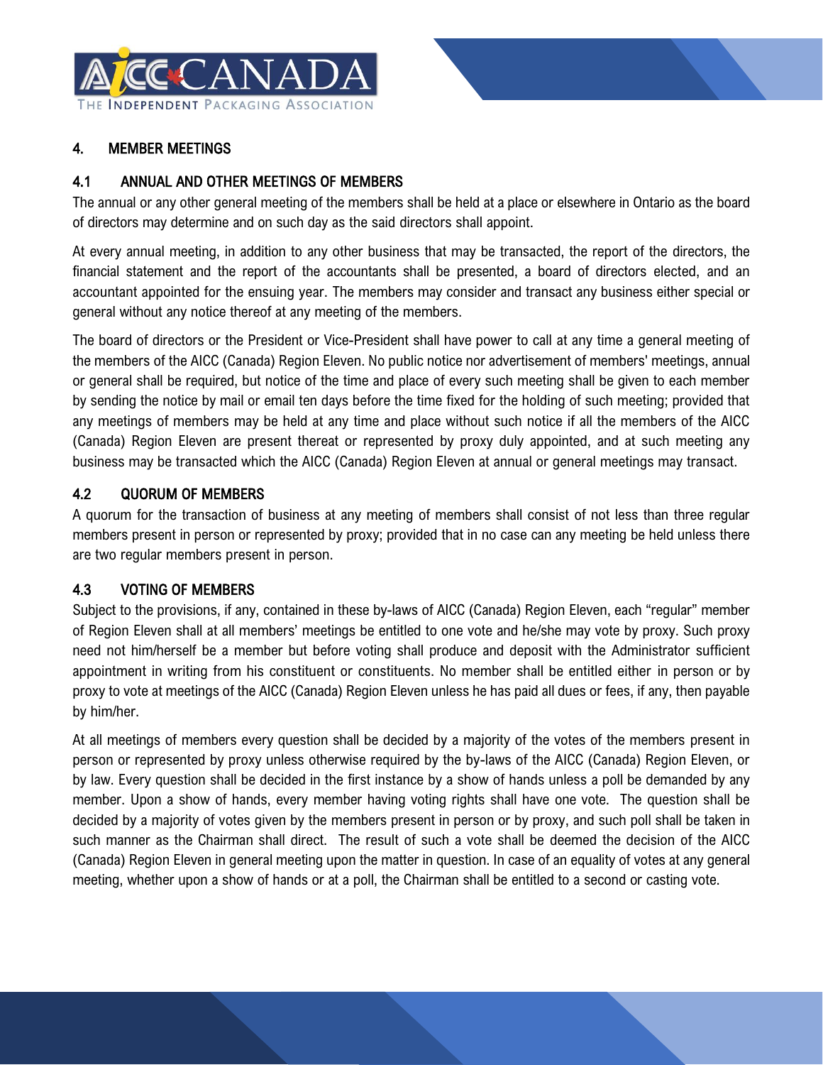## 4. MEMBER MEETINGS

### 4.1 ANNUAL AND OTHER MEETINGS OF MEMBERS

The annual or any other general meeting of the members shall be held at a place or elsewhere in Ontario as the board of directors may determine and on such day as the said directors shall appoint.

At every annual meeting, in addition to any other business that may be transacted, the report of the directors, the financial statement and the report of the accountants shall be presented, a board of directors elected, and an accountant appointed for the ensuing year. The members may consider and transact any business either special or general without any notice thereof at any meeting of the members.

The board of directors or the President or Vice-President shall have power to call at any time a general meeting of the members of the AICC (Canada) Region Eleven. No public notice nor advertisement of members' meetings, annual or general shall be required, but notice of the time and place of every such meeting shall be given to each member by sending the notice by mail or email ten days before the time fixed for the holding of such meeting; provided that any meetings of members may be held at any time and place without such notice if all the members of the AICC (Canada) Region Eleven are present thereat or represented by proxy duly appointed, and at such meeting any business may be transacted which the AICC (Canada) Region Eleven at annual or general meetings may transact.

### 4.2 QUORUM OF MEMBERS

A quorum for the transaction of business at any meeting of members shall consist of not less than three regular members present in person or represented by proxy; provided that in no case can any meeting be held unless there are two regular members present in person.

### 4.3 VOTING OF MEMBERS

Subject to the provisions, if any, contained in these by-laws of AICC (Canada) Region Eleven, each "regular" member of Region Eleven shall at all members' meetings be entitled to one vote and he/she may vote by proxy. Such proxy need not him/herself be a member but before voting shall produce and deposit with the Administrator sufficient appointment in writing from his constituent or constituents. No member shall be entitled either in person or by proxy to vote at meetings of the AICC (Canada) Region Eleven unless he has paid all dues or fees, if any, then payable by him/her.

At all meetings of members every question shall be decided by a majority of the votes of the members present in person or represented by proxy unless otherwise required by the by-laws of the AICC (Canada) Region Eleven, or by law. Every question shall be decided in the first instance by a show of hands unless a poll be demanded by any member. Upon a show of hands, every member having voting rights shall have one vote. The question shall be decided by a majority of votes given by the members present in person or by proxy, and such poll shall be taken in such manner as the Chairman shall direct. The result of such a vote shall be deemed the decision of the AICC (Canada) Region Eleven in general meeting upon the matter in question. In case of an equality of votes at any general meeting, whether upon a show of hands or at a poll, the Chairman shall be entitled to a second or casting vote.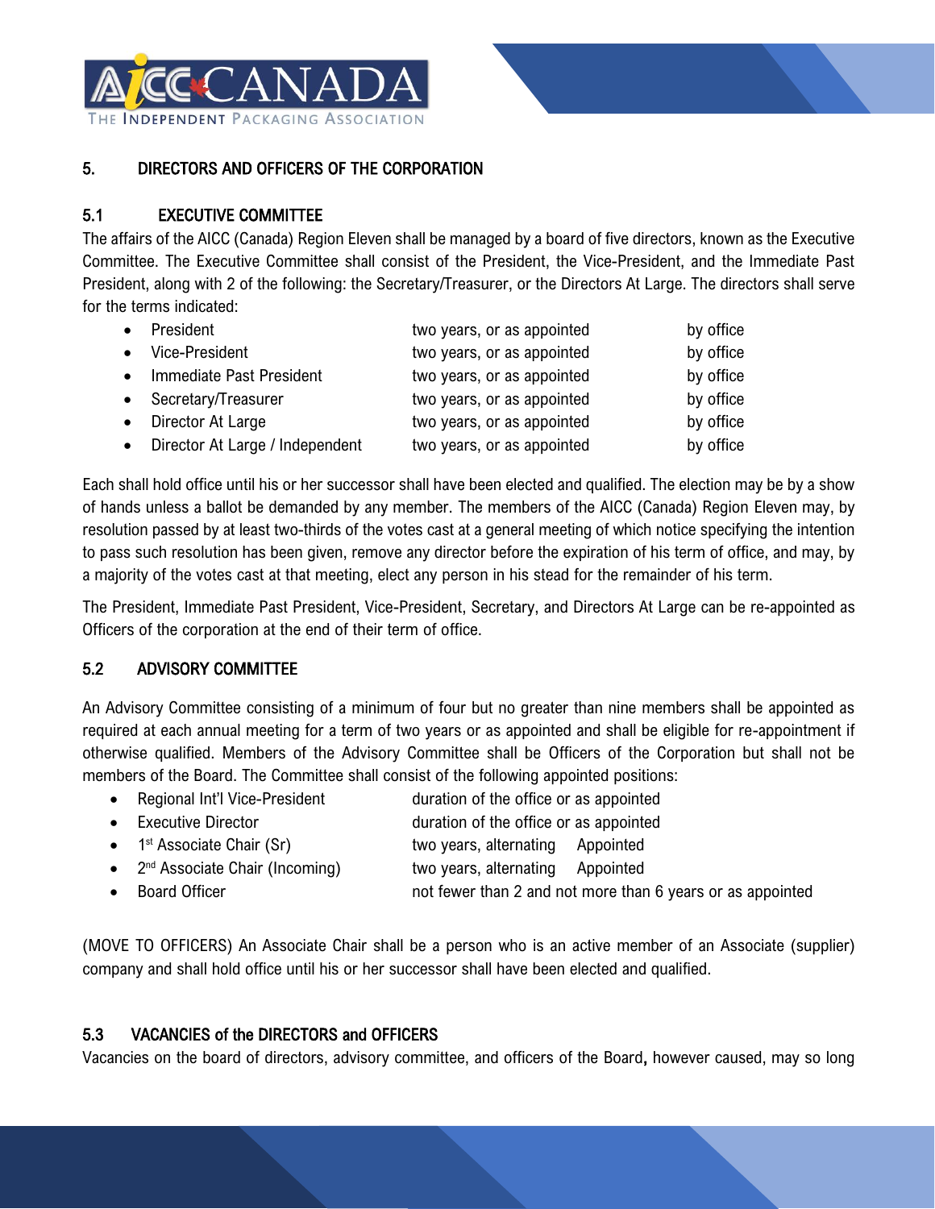## 5. DIRECTORS AND OFFICERS OF THE CORPORATION

### 5.1 EXECUTIVE COMMITTEE

The affairs of the AICC (Canada) Region Eleven shall be managed by a board of five directors, known as the Executive Committee. The Executive Committee shall consist of the President, the Vice-President, and the Immediate Past President, along with 2 of the following: the Secretary/Treasurer, or the Directors At Large. The directors shall serve for the terms indicated:

| | | |
|---|---|---|
| President | two years, or as appointed | by office |
| Vice-President | two years, or as appointed | by office |
| Immediate Past President | two years, or as appointed | by office |
| Secretary/Treasurer | two years, or as appointed | by office |
| Director At Large | two years, or as appointed | by office |
| Director At Large / Independent | two years, or as appointed | by office |

Each shall hold office until his or her successor shall have been elected and qualified. The election may be by a show of hands unless a ballot be demanded by any member. The members of the AICC (Canada) Region Eleven may, by resolution passed by at least two-thirds of the votes cast at a general meeting of which notice specifying the intention to pass such resolution has been given, remove any director before the expiration of his term of office, and may, by a majority of the votes cast at that meeting, elect any person in his stead for the remainder of his term.

The President, Immediate Past President, Vice-President, Secretary, and Directors At Large can be re-appointed as Officers of the corporation at the end of their term of office.

### 5.2 ADVISORY COMMITTEE

An Advisory Committee consisting of a minimum of four but no greater than nine members shall be appointed as required at each annual meeting for a term of two years or as appointed and shall be eligible for re-appointment if otherwise qualified. Members of the Advisory Committee shall be Officers of the Corporation but shall not be members of the Board. The Committee shall consist of the following appointed positions:

| | | |
|---|---|---|
| Regional Int'l Vice-President | duration of the office or as appointed | |
| Executive Director | duration of the office or as appointed | |
| 1st Associate Chair (Sr) | two years, alternating | Appointed |
| 2nd Associate Chair (Incoming) | two years, alternating | Appointed |
| Board Officer | not fewer than 2 and not more than 6 years or as appointed | |

(MOVE TO OFFICERS) An Associate Chair shall be a person who is an active member of an Associate (supplier) company and shall hold office until his or her successor shall have been elected and qualified.

### 5.3 VACANCIES of the DIRECTORS and OFFICERS

Vacancies on the board of directors, advisory committee, and officers of the Board**,** however caused, may so long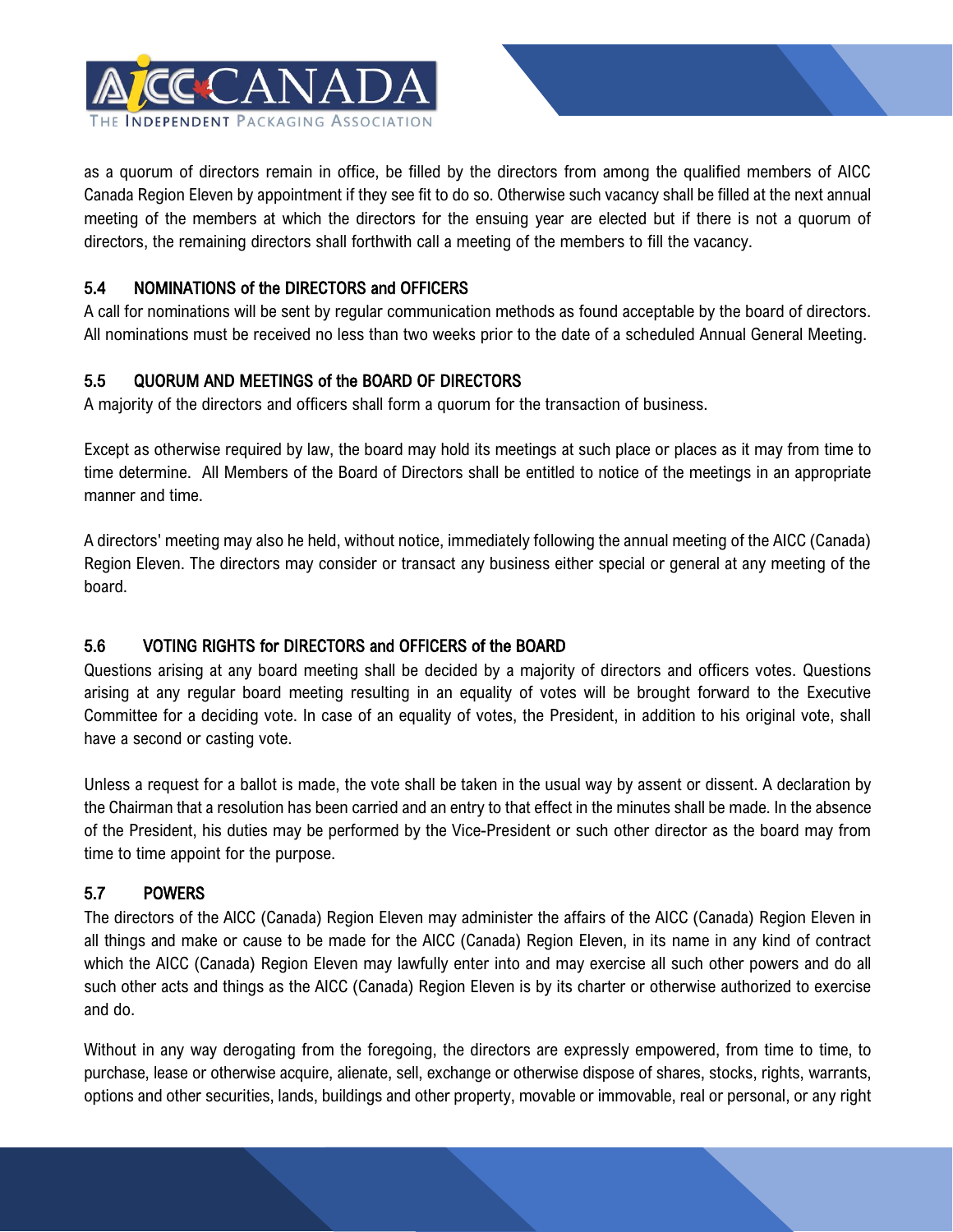as a quorum of directors remain in office, be filled by the directors from among the qualified members of AICC Canada Region Eleven by appointment if they see fit to do so. Otherwise such vacancy shall be filled at the next annual meeting of the members at which the directors for the ensuing year are elected but if there is not a quorum of directors, the remaining directors shall forthwith call a meeting of the members to fill the vacancy.

### 5.4 NOMINATIONS of the DIRECTORS and OFFICERS

A call for nominations will be sent by regular communication methods as found acceptable by the board of directors. All nominations must be received no less than two weeks prior to the date of a scheduled Annual General Meeting.

### 5.5 QUORUM AND MEETINGS of the BOARD OF DIRECTORS

A majority of the directors and officers shall form a quorum for the transaction of business.

Except as otherwise required by law, the board may hold its meetings at such place or places as it may from time to time determine. All Members of the Board of Directors shall be entitled to notice of the meetings in an appropriate manner and time.

A directors' meeting may also he held, without notice, immediately following the annual meeting of the AICC (Canada) Region Eleven. The directors may consider or transact any business either special or general at any meeting of the board.

### 5.6 VOTING RIGHTS for DIRECTORS and OFFICERS of the BOARD

Questions arising at any board meeting shall be decided by a majority of directors and officers votes. Questions arising at any regular board meeting resulting in an equality of votes will be brought forward to the Executive Committee for a deciding vote. In case of an equality of votes, the President, in addition to his original vote, shall have a second or casting vote.

Unless a request for a ballot is made, the vote shall be taken in the usual way by assent or dissent. A declaration by the Chairman that a resolution has been carried and an entry to that effect in the minutes shall be made. In the absence of the President, his duties may be performed by the Vice-President or such other director as the board may from time to time appoint for the purpose.

### 5.7 POWERS

The directors of the AICC (Canada) Region Eleven may administer the affairs of the AICC (Canada) Region Eleven in all things and make or cause to be made for the AICC (Canada) Region Eleven, in its name in any kind of contract which the AICC (Canada) Region Eleven may lawfully enter into and may exercise all such other powers and do all such other acts and things as the AICC (Canada) Region Eleven is by its charter or otherwise authorized to exercise and do.

Without in any way derogating from the foregoing, the directors are expressly empowered, from time to time, to purchase, lease or otherwise acquire, alienate, sell, exchange or otherwise dispose of shares, stocks, rights, warrants, options and other securities, lands, buildings and other property, movable or immovable, real or personal, or any right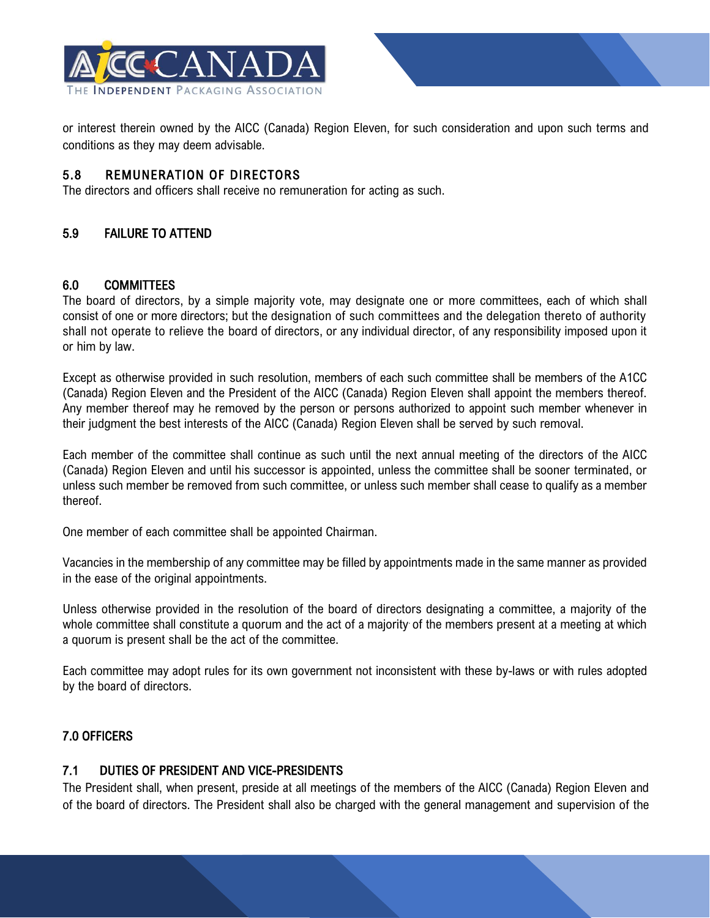or interest therein owned by the AICC (Canada) Region Eleven, for such consideration and upon such terms and conditions as they may deem advisable.

### 5.8 REMUNERATION OF DIRECTORS

The directors and officers shall receive no remuneration for acting as such.

### 5.9 FAILURE TO ATTEND

## 6.0 COMMITTEES

The board of directors, by a simple majority vote, may designate one or more committees, each of which shall consist of one or more directors; but the designation of such committees and the delegation thereto of authority shall not operate to relieve the board of directors, or any individual director, of any responsibility imposed upon it or him by law.

Except as otherwise provided in such resolution, members of each such committee shall be members of the A1CC (Canada) Region Eleven and the President of the AICC (Canada) Region Eleven shall appoint the members thereof. Any member thereof may he removed by the person or persons authorized to appoint such member whenever in their judgment the best interests of the AICC (Canada) Region Eleven shall be served by such removal.

Each member of the committee shall continue as such until the next annual meeting of the directors of the AICC (Canada) Region Eleven and until his successor is appointed, unless the committee shall be sooner terminated, or unless such member be removed from such committee, or unless such member shall cease to qualify as a member thereof.

One member of each committee shall be appointed Chairman.

Vacancies in the membership of any committee may be filled by appointments made in the same manner as provided in the ease of the original appointments.

Unless otherwise provided in the resolution of the board of directors designating a committee, a majority of the whole committee shall constitute a quorum and the act of a majority of the members present at a meeting at which a quorum is present shall be the act of the committee.

Each committee may adopt rules for its own government not inconsistent with these by-laws or with rules adopted by the board of directors.

## 7.0 OFFICERS

### 7.1 DUTIES OF PRESIDENT AND VICE-PRESIDENTS

The President shall, when present, preside at all meetings of the members of the AICC (Canada) Region Eleven and of the board of directors. The President shall also be charged with the general management and supervision of the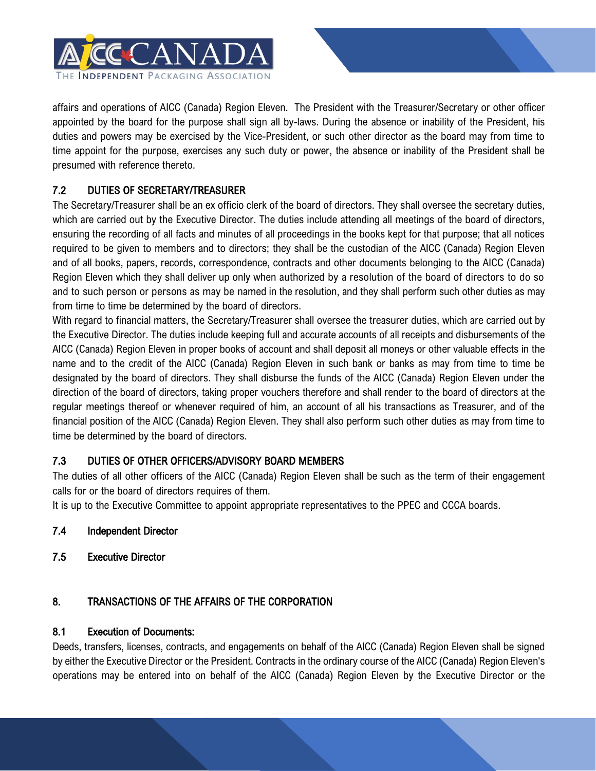affairs and operations of AICC (Canada) Region Eleven. The President with the Treasurer/Secretary or other officer appointed by the board for the purpose shall sign all by-laws. During the absence or inability of the President, his duties and powers may be exercised by the Vice-President, or such other director as the board may from time to time appoint for the purpose, exercises any such duty or power, the absence or inability of the President shall be presumed with reference thereto.

### 7.2 DUTIES OF SECRETARY/TREASURER

The Secretary/Treasurer shall be an ex officio clerk of the board of directors. They shall oversee the secretary duties, which are carried out by the Executive Director. The duties include attending all meetings of the board of directors, ensuring the recording of all facts and minutes of all proceedings in the books kept for that purpose; that all notices required to be given to members and to directors; they shall be the custodian of the AICC (Canada) Region Eleven and of all books, papers, records, correspondence, contracts and other documents belonging to the AICC (Canada) Region Eleven which they shall deliver up only when authorized by a resolution of the board of directors to do so and to such person or persons as may be named in the resolution, and they shall perform such other duties as may from time to time be determined by the board of directors.

With regard to financial matters, the Secretary/Treasurer shall oversee the treasurer duties, which are carried out by the Executive Director. The duties include keeping full and accurate accounts of all receipts and disbursements of the AICC (Canada) Region Eleven in proper books of account and shall deposit all moneys or other valuable effects in the name and to the credit of the AICC (Canada) Region Eleven in such bank or banks as may from time to time be designated by the board of directors. They shall disburse the funds of the AICC (Canada) Region Eleven under the direction of the board of directors, taking proper vouchers therefore and shall render to the board of directors at the regular meetings thereof or whenever required of him, an account of all his transactions as Treasurer, and of the financial position of the AICC (Canada) Region Eleven. They shall also perform such other duties as may from time to time be determined by the board of directors.

### 7.3 DUTIES OF OTHER OFFICERS/ADVISORY BOARD MEMBERS

The duties of all other officers of the AICC (Canada) Region Eleven shall be such as the term of their engagement calls for or the board of directors requires of them.

It is up to the Executive Committee to appoint appropriate representatives to the PPEC and CCCA boards.

### 7.4 Independent Director

### 7.5 Executive Director

## 8. TRANSACTIONS OF THE AFFAIRS OF THE CORPORATION

### 8.1 Execution of Documents:

Deeds, transfers, licenses, contracts, and engagements on behalf of the AICC (Canada) Region Eleven shall be signed by either the Executive Director or the President. Contracts in the ordinary course of the AICC (Canada) Region Eleven's operations may be entered into on behalf of the AICC (Canada) Region Eleven by the Executive Director or the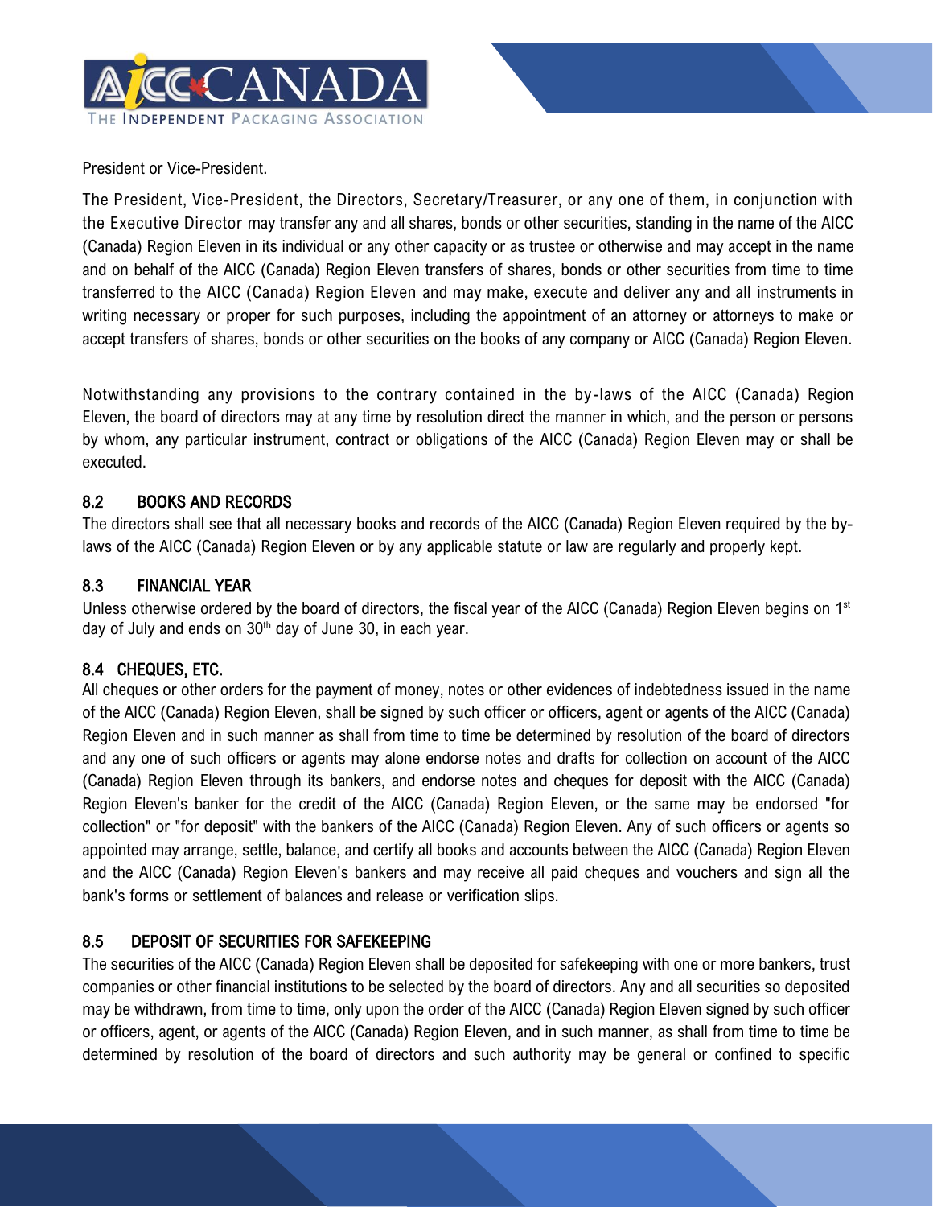President or Vice-President.

The President, Vice-President, the Directors, Secretary/Treasurer, or any one of them, in conjunction with the Executive Director may transfer any and all shares, bonds or other securities, standing in the name of the AICC (Canada) Region Eleven in its individual or any other capacity or as trustee or otherwise and may accept in the name and on behalf of the AICC (Canada) Region Eleven transfers of shares, bonds or other securities from time to time transferred to the AICC (Canada) Region Eleven and may make, execute and deliver any and all instruments in writing necessary or proper for such purposes, including the appointment of an attorney or attorneys to make or accept transfers of shares, bonds or other securities on the books of any company or AICC (Canada) Region Eleven.

Notwithstanding any provisions to the contrary contained in the by-laws of the AICC (Canada) Region Eleven, the board of directors may at any time by resolution direct the manner in which, and the person or persons by whom, any particular instrument, contract or obligations of the AICC (Canada) Region Eleven may or shall be executed.

## 8.2 BOOKS AND RECORDS

The directors shall see that all necessary books and records of the AICC (Canada) Region Eleven required by the by-laws of the AICC (Canada) Region Eleven or by any applicable statute or law are regularly and properly kept.

## 8.3 FINANCIAL YEAR

Unless otherwise ordered by the board of directors, the fiscal year of the AICC (Canada) Region Eleven begins on 1st day of July and ends on 30th day of June 30, in each year.

## 8.4 CHEQUES, ETC.

All cheques or other orders for the payment of money, notes or other evidences of indebtedness issued in the name of the AICC (Canada) Region Eleven, shall be signed by such officer or officers, agent or agents of the AICC (Canada) Region Eleven and in such manner as shall from time to time be determined by resolution of the board of directors and any one of such officers or agents may alone endorse notes and drafts for collection on account of the AICC (Canada) Region Eleven through its bankers, and endorse notes and cheques for deposit with the AICC (Canada) Region Eleven's banker for the credit of the AICC (Canada) Region Eleven, or the same may be endorsed "for collection" or "for deposit" with the bankers of the AICC (Canada) Region Eleven. Any of such officers or agents so appointed may arrange, settle, balance, and certify all books and accounts between the AICC (Canada) Region Eleven and the AICC (Canada) Region Eleven's bankers and may receive all paid cheques and vouchers and sign all the bank's forms or settlement of balances and release or verification slips.

## 8.5 DEPOSIT OF SECURITIES FOR SAFEKEEPING

The securities of the AICC (Canada) Region Eleven shall be deposited for safekeeping with one or more bankers, trust companies or other financial institutions to be selected by the board of directors. Any and all securities so deposited may be withdrawn, from time to time, only upon the order of the AICC (Canada) Region Eleven signed by such officer or officers, agent, or agents of the AICC (Canada) Region Eleven, and in such manner, as shall from time to time be determined by resolution of the board of directors and such authority may be general or confined to specific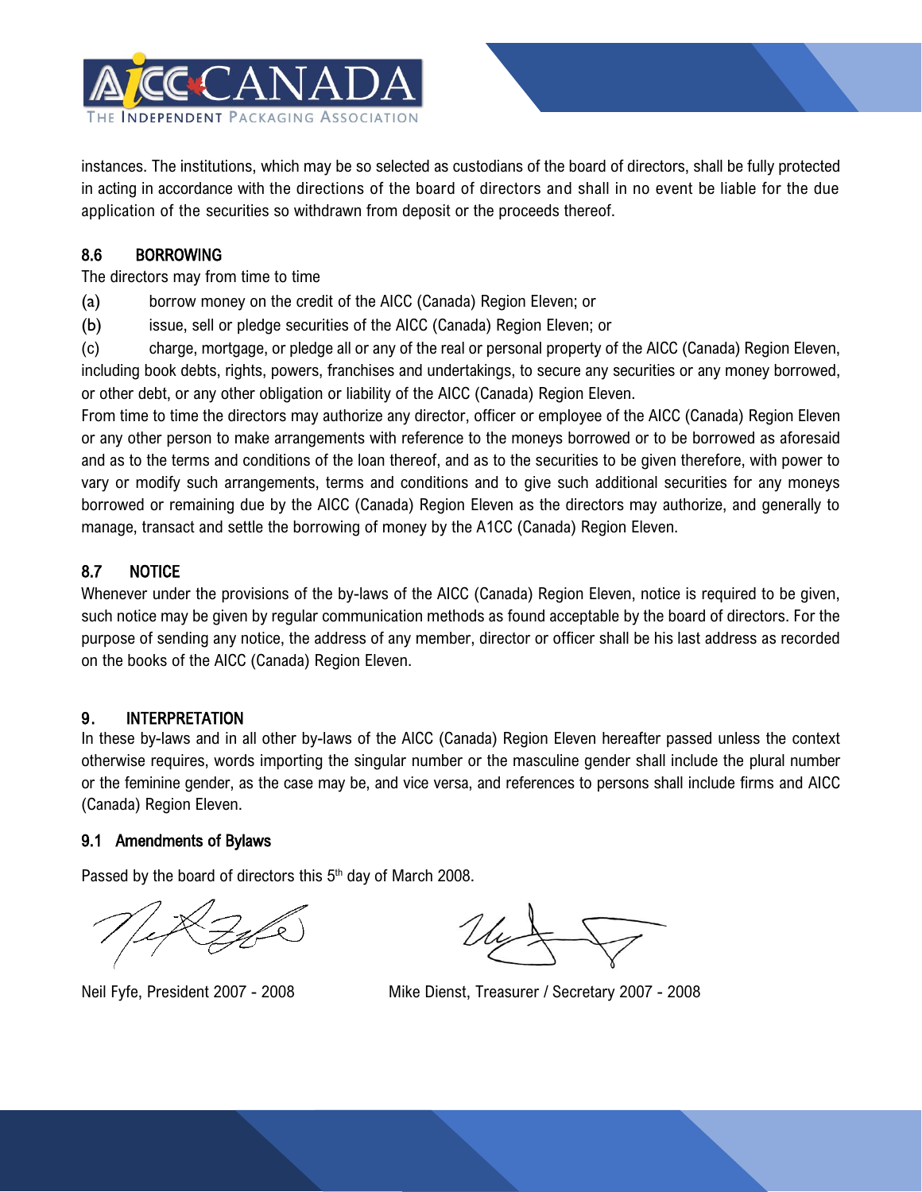instances. The institutions, which may be so selected as custodians of the board of directors, shall be fully protected in acting in accordance with the directions of the board of directors and shall in no event be liable for the due application of the securities so withdrawn from deposit or the proceeds thereof.

### 8.6 BORROWING

The directors may from time to time

(a) borrow money on the credit of the AICC (Canada) Region Eleven; or

(b) issue, sell or pledge securities of the AICC (Canada) Region Eleven; or

(c) charge, mortgage, or pledge all or any of the real or personal property of the AICC (Canada) Region Eleven, including book debts, rights, powers, franchises and undertakings, to secure any securities or any money borrowed, or other debt, or any other obligation or liability of the AICC (Canada) Region Eleven.

From time to time the directors may authorize any director, officer or employee of the AICC (Canada) Region Eleven or any other person to make arrangements with reference to the moneys borrowed or to be borrowed as aforesaid and as to the terms and conditions of the loan thereof, and as to the securities to be given therefore, with power to vary or modify such arrangements, terms and conditions and to give such additional securities for any moneys borrowed or remaining due by the AICC (Canada) Region Eleven as the directors may authorize, and generally to manage, transact and settle the borrowing of money by the A1CC (Canada) Region Eleven.

### 8.7 NOTICE

Whenever under the provisions of the by-laws of the AICC (Canada) Region Eleven, notice is required to be given, such notice may be given by regular communication methods as found acceptable by the board of directors. For the purpose of sending any notice, the address of any member, director or officer shall be his last address as recorded on the books of the AICC (Canada) Region Eleven.

## 9. INTERPRETATION

In these by-laws and in all other by-laws of the AICC (Canada) Region Eleven hereafter passed unless the context otherwise requires, words importing the singular number or the masculine gender shall include the plural number or the feminine gender, as the case may be, and vice versa, and references to persons shall include firms and AICC (Canada) Region Eleven.

### 9.1 Amendments of Bylaws

Passed by the board of directors this 5th day of March 2008.

Neil Fyfe, President 2007 - 2008

Mike Dienst, Treasurer / Secretary 2007 - 2008